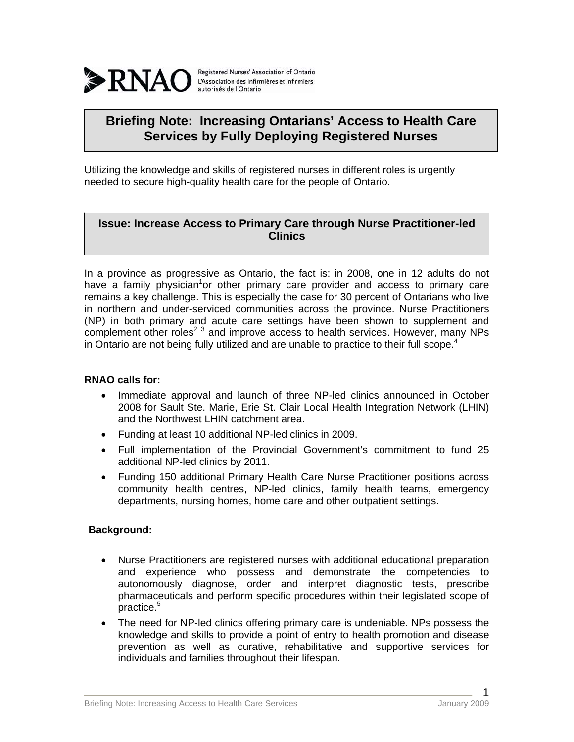RNAO Registered Nurses' Association of Ontario
L'Association des infirmières et infirmiers autorisés de l'Ontario

# Briefing Note: Increasing Ontarians' Access to Health Care Services by Fully Deploying Registered Nurses

Utilizing the knowledge and skills of registered nurses in different roles is urgently needed to secure high-quality health care for the people of Ontario.

## Issue: Increase Access to Primary Care through Nurse Practitioner-led Clinics

In a province as progressive as Ontario, the fact is: in 2008, one in 12 adults do not have a family physician[1] or other primary care provider and access to primary care remains a key challenge. This is especially the case for 30 percent of Ontarians who live in northern and under-serviced communities across the province. Nurse Practitioners (NP) in both primary and acute care settings have been shown to supplement and complement other roles[2 3] and improve access to health services. However, many NPs in Ontario are not being fully utilized and are unable to practice to their full scope.[4]

**RNAO calls for:**

- Immediate approval and launch of three NP-led clinics announced in October 2008 for Sault Ste. Marie, Erie St. Clair Local Health Integration Network (LHIN) and the Northwest LHIN catchment area.
- Funding at least 10 additional NP-led clinics in 2009.
- Full implementation of the Provincial Government's commitment to fund 25 additional NP-led clinics by 2011.
- Funding 150 additional Primary Health Care Nurse Practitioner positions across community health centres, NP-led clinics, family health teams, emergency departments, nursing homes, home care and other outpatient settings.

**Background:**

- Nurse Practitioners are registered nurses with additional educational preparation and experience who possess and demonstrate the competencies to autonomously diagnose, order and interpret diagnostic tests, prescribe pharmaceuticals and perform specific procedures within their legislated scope of practice.[5]
- The need for NP-led clinics offering primary care is undeniable. NPs possess the knowledge and skills to provide a point of entry to health promotion and disease prevention as well as curative, rehabilitative and supportive services for individuals and families throughout their lifespan.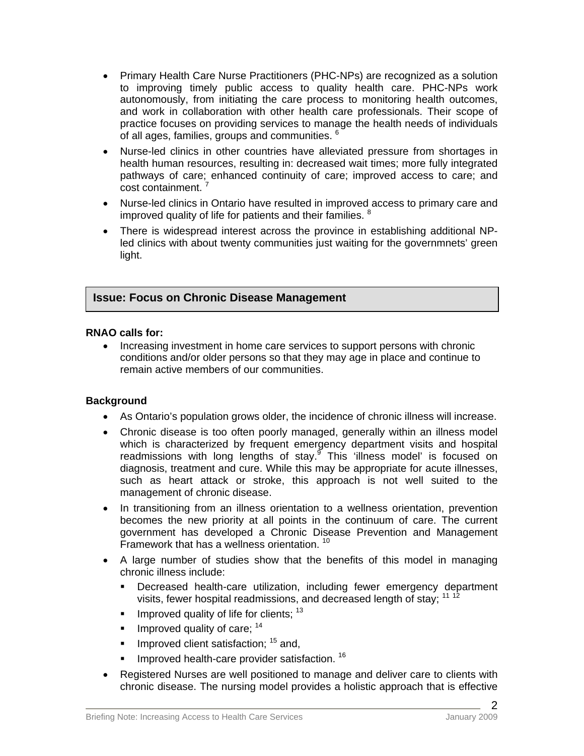- Primary Health Care Nurse Practitioners (PHC-NPs) are recognized as a solution to improving timely public access to quality health care. PHC-NPs work autonomously, from initiating the care process to monitoring health outcomes, and work in collaboration with other health care professionals. Their scope of practice focuses on providing services to manage the health needs of individuals of all ages, families, groups and communities. [6]
- Nurse-led clinics in other countries have alleviated pressure from shortages in health human resources, resulting in: decreased wait times; more fully integrated pathways of care; enhanced continuity of care; improved access to care; and cost containment. [7]
- Nurse-led clinics in Ontario have resulted in improved access to primary care and improved quality of life for patients and their families. [8]
- There is widespread interest across the province in establishing additional NP-led clinics with about twenty communities just waiting for the governmnets' green light.

## Issue: Focus on Chronic Disease Management

**RNAO calls for:**

- Increasing investment in home care services to support persons with chronic conditions and/or older persons so that they may age in place and continue to remain active members of our communities.

**Background**

- As Ontario's population grows older, the incidence of chronic illness will increase.
- Chronic disease is too often poorly managed, generally within an illness model which is characterized by frequent emergency department visits and hospital readmissions with long lengths of stay.[9] This 'illness model' is focused on diagnosis, treatment and cure. While this may be appropriate for acute illnesses, such as heart attack or stroke, this approach is not well suited to the management of chronic disease.
- In transitioning from an illness orientation to a wellness orientation, prevention becomes the new priority at all points in the continuum of care. The current government has developed a Chronic Disease Prevention and Management Framework that has a wellness orientation. [10]
- A large number of studies show that the benefits of this model in managing chronic illness include:
  - Decreased health-care utilization, including fewer emergency department visits, fewer hospital readmissions, and decreased length of stay; [11,12]
  - Improved quality of life for clients; [13]
  - Improved quality of care; [14]
  - Improved client satisfaction; [15] and,
  - Improved health-care provider satisfaction. [16]
- Registered Nurses are well positioned to manage and deliver care to clients with chronic disease. The nursing model provides a holistic approach that is effective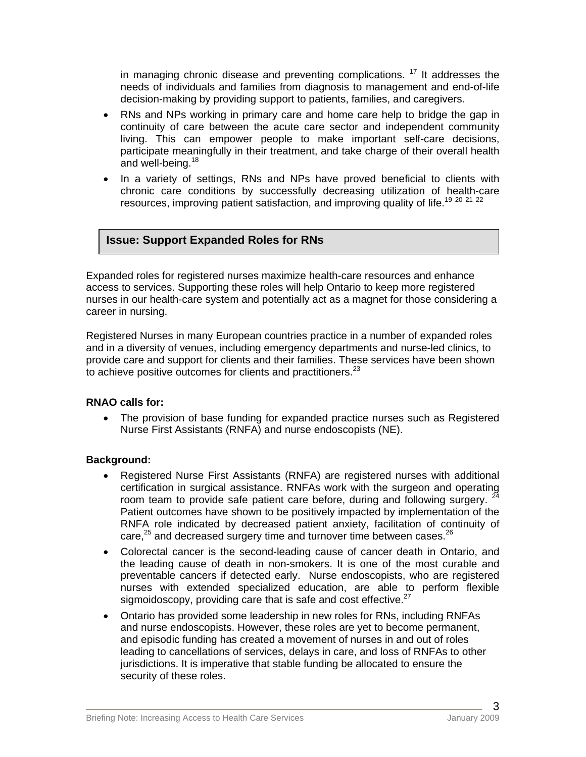in managing chronic disease and preventing complications.[17] It addresses the needs of individuals and families from diagnosis to management and end-of-life decision-making by providing support to patients, families, and caregivers.

- RNs and NPs working in primary care and home care help to bridge the gap in continuity of care between the acute care sector and independent community living. This can empower people to make important self-care decisions, participate meaningfully in their treatment, and take charge of their overall health and well-being.[18]
- In a variety of settings, RNs and NPs have proved beneficial to clients with chronic care conditions by successfully decreasing utilization of health-care resources, improving patient satisfaction, and improving quality of life.[19][20][21][22]

## Issue: Support Expanded Roles for RNs

Expanded roles for registered nurses maximize health-care resources and enhance access to services. Supporting these roles will help Ontario to keep more registered nurses in our health-care system and potentially act as a magnet for those considering a career in nursing.

Registered Nurses in many European countries practice in a number of expanded roles and in a diversity of venues, including emergency departments and nurse-led clinics, to provide care and support for clients and their families. These services have been shown to achieve positive outcomes for clients and practitioners.[23]

**RNAO calls for:**

- The provision of base funding for expanded practice nurses such as Registered Nurse First Assistants (RNFA) and nurse endoscopists (NE).

**Background:**

- Registered Nurse First Assistants (RNFA) are registered nurses with additional certification in surgical assistance. RNFAs work with the surgeon and operating room team to provide safe patient care before, during and following surgery.[24] Patient outcomes have shown to be positively impacted by implementation of the RNFA role indicated by decreased patient anxiety, facilitation of continuity of care,[25] and decreased surgery time and turnover time between cases.[26]
- Colorectal cancer is the second-leading cause of cancer death in Ontario, and the leading cause of death in non-smokers. It is one of the most curable and preventable cancers if detected early. Nurse endoscopists, who are registered nurses with extended specialized education, are able to perform flexible sigmoidoscopy, providing care that is safe and cost effective.[27]
- Ontario has provided some leadership in new roles for RNs, including RNFAs and nurse endoscopists. However, these roles are yet to become permanent, and episodic funding has created a movement of nurses in and out of roles leading to cancellations of services, delays in care, and loss of RNFAs to other jurisdictions. It is imperative that stable funding be allocated to ensure the security of these roles.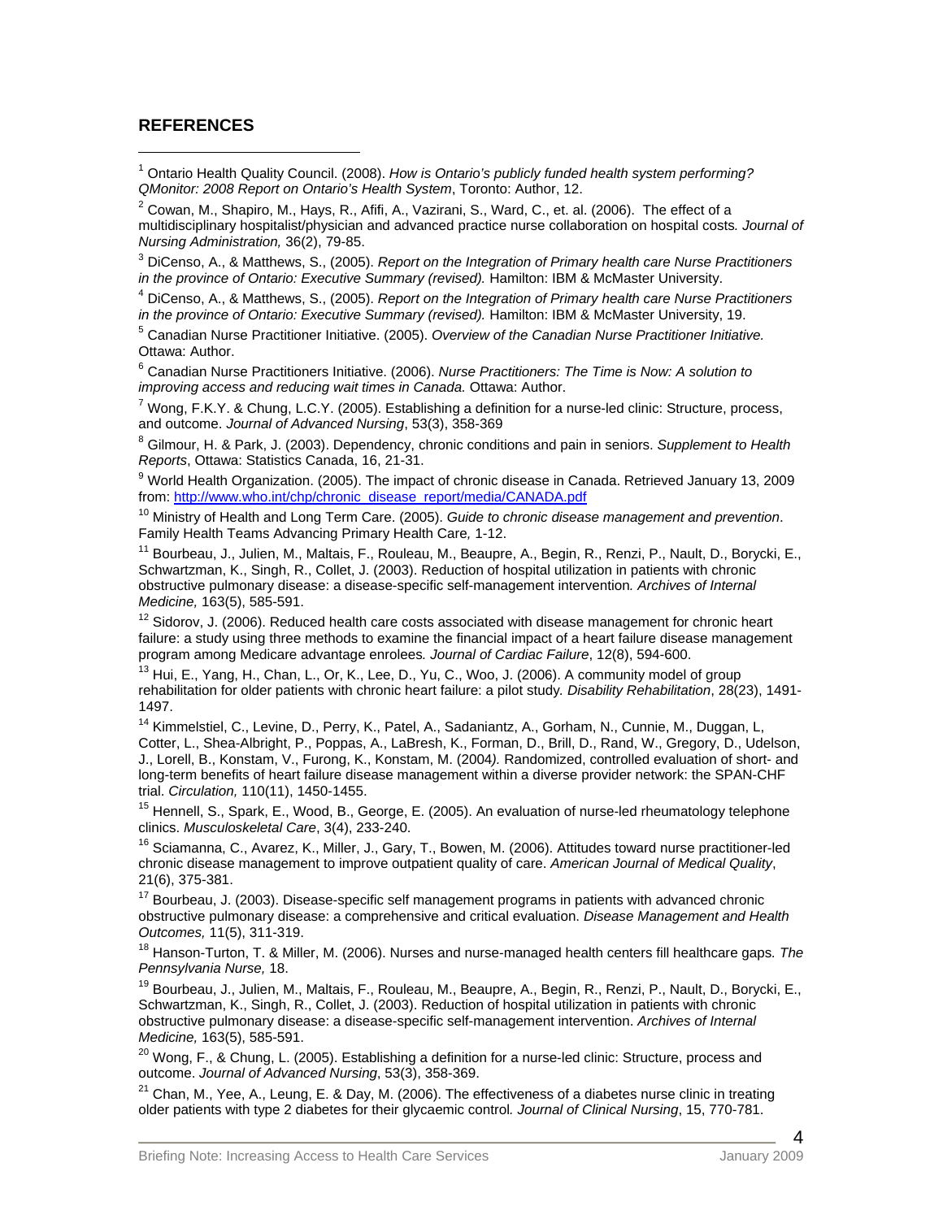## REFERENCES

[1] Ontario Health Quality Council. (2008). *How is Ontario's publicly funded health system performing? QMonitor: 2008 Report on Ontario's Health System*, Toronto: Author, 12.

[2] Cowan, M., Shapiro, M., Hays, R., Afifi, A., Vazirani, S., Ward, C., et. al. (2006). The effect of a multidisciplinary hospitalist/physician and advanced practice nurse collaboration on hospital costs*. Journal of Nursing Administration,* 36(2), 79-85.

[3] DiCenso, A., & Matthews, S., (2005). *Report on the Integration of Primary health care Nurse Practitioners in the province of Ontario: Executive Summary (revised).* Hamilton: IBM & McMaster University.

[4] DiCenso, A., & Matthews, S., (2005). *Report on the Integration of Primary health care Nurse Practitioners in the province of Ontario: Executive Summary (revised).* Hamilton: IBM & McMaster University, 19.

[5] Canadian Nurse Practitioner Initiative. (2005). *Overview of the Canadian Nurse Practitioner Initiative.* Ottawa: Author.

[6] Canadian Nurse Practitioners Initiative. (2006). *Nurse Practitioners: The Time is Now: A solution to improving access and reducing wait times in Canada.* Ottawa: Author.

[7] Wong, F.K.Y. & Chung, L.C.Y. (2005). Establishing a definition for a nurse-led clinic: Structure, process, and outcome. *Journal of Advanced Nursing*, 53(3), 358-369

[8] Gilmour, H. & Park, J. (2003). Dependency, chronic conditions and pain in seniors. *Supplement to Health Reports*, Ottawa: Statistics Canada, 16, 21-31.

[9] World Health Organization. (2005). The impact of chronic disease in Canada. Retrieved January 13, 2009 from: http://www.who.int/chp/chronic_disease_report/media/CANADA.pdf

[10] Ministry of Health and Long Term Care. (2005). *Guide to chronic disease management and prevention*. Family Health Teams Advancing Primary Health Care*,* 1-12.

[11] Bourbeau, J., Julien, M., Maltais, F., Rouleau, M., Beaupre, A., Begin, R., Renzi, P., Nault, D., Borycki, E., Schwartzman, K., Singh, R., Collet, J. (2003). Reduction of hospital utilization in patients with chronic obstructive pulmonary disease: a disease-specific self-management intervention*. Archives of Internal Medicine,* 163(5), 585-591.

[12] Sidorov, J. (2006). Reduced health care costs associated with disease management for chronic heart failure: a study using three methods to examine the financial impact of a heart failure disease management program among Medicare advantage enrolees*. Journal of Cardiac Failure*, 12(8), 594-600.

[13] Hui, E., Yang, H., Chan, L., Or, K., Lee, D., Yu, C., Woo, J. (2006). A community model of group rehabilitation for older patients with chronic heart failure: a pilot study*. Disability Rehabilitation*, 28(23), 1491-1497.

[14] Kimmelstiel, C., Levine, D., Perry, K., Patel, A., Sadaniantz, A., Gorham, N., Cunnie, M., Duggan, L, Cotter, L., Shea-Albright, P., Poppas, A., LaBresh, K., Forman, D., Brill, D., Rand, W., Gregory, D., Udelson, J., Lorell, B., Konstam, V., Furong, K., Konstam, M. (2004*).* Randomized, controlled evaluation of short- and long-term benefits of heart failure disease management within a diverse provider network: the SPAN-CHF trial*. Circulation,* 110(11), 1450-1455.

[15] Hennell, S., Spark, E., Wood, B., George, E. (2005). An evaluation of nurse-led rheumatology telephone clinics. *Musculoskeletal Care*, 3(4), 233-240.

[16] Sciamanna, C., Avarez, K., Miller, J., Gary, T., Bowen, M. (2006). Attitudes toward nurse practitioner-led chronic disease management to improve outpatient quality of care. *American Journal of Medical Quality*, 21(6), 375-381.

[17] Bourbeau, J. (2003). Disease-specific self management programs in patients with advanced chronic obstructive pulmonary disease: a comprehensive and critical evaluation. *Disease Management and Health Outcomes,* 11(5), 311-319.

[18] Hanson-Turton, T. & Miller, M. (2006). Nurses and nurse-managed health centers fill healthcare gaps*. The Pennsylvania Nurse,* 18.

[19] Bourbeau, J., Julien, M., Maltais, F., Rouleau, M., Beaupre, A., Begin, R., Renzi, P., Nault, D., Borycki, E., Schwartzman, K., Singh, R., Collet, J. (2003). Reduction of hospital utilization in patients with chronic obstructive pulmonary disease: a disease-specific self-management intervention. *Archives of Internal Medicine,* 163(5), 585-591.

[20] Wong, F., & Chung, L. (2005). Establishing a definition for a nurse-led clinic: Structure, process and outcome. *Journal of Advanced Nursing*, 53(3), 358-369.

[21] Chan, M., Yee, A., Leung, E. & Day, M. (2006). The effectiveness of a diabetes nurse clinic in treating older patients with type 2 diabetes for their glycaemic control*. Journal of Clinical Nursing*, 15, 770-781.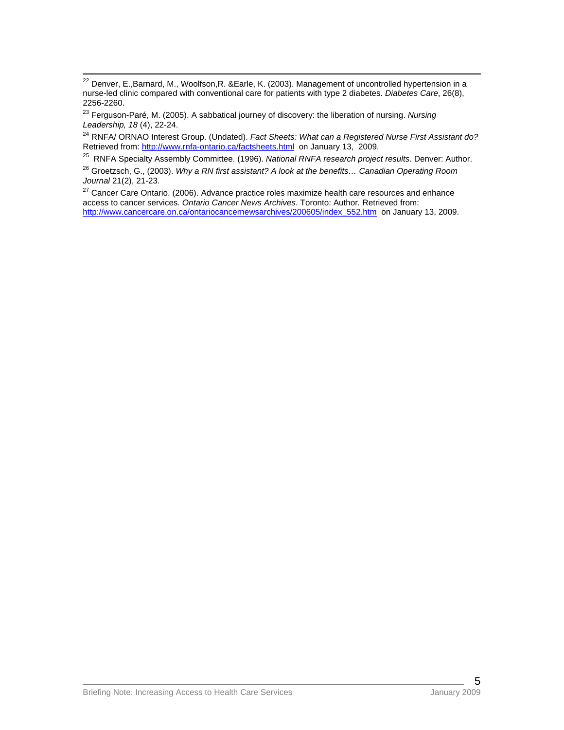[22] Denver, E.,Barnard, M., Woolfson,R. &Earle, K. (2003). Management of uncontrolled hypertension in a nurse-led clinic compared with conventional care for patients with type 2 diabetes. *Diabetes Care*, 26(8), 2256-2260.

[23] Ferguson-Paré, M. (2005). A sabbatical journey of discovery: the liberation of nursing. *Nursing Leadership, 18* (4), 22-24.

[24] RNFA/ ORNAO Interest Group. (Undated). *Fact Sheets: What can a Registered Nurse First Assistant do?* Retrieved from: http://www.rnfa-ontario.ca/factsheets.html on January 13, 2009.

[25] RNFA Specialty Assembly Committee. (1996). *National RNFA research project results*. Denver: Author.

[26] Groetzsch, G., (2003). *Why a RN first assistant? A look at the benefits… Canadian Operating Room Journal* 21(2), 21-23.

[27] Cancer Care Ontario. (2006). Advance practice roles maximize health care resources and enhance access to cancer services*. Ontario Cancer News Archives*. Toronto: Author. Retrieved from: http://www.cancercare.on.ca/ontariocancernewsarchives/200605/index_552.htm on January 13, 2009.